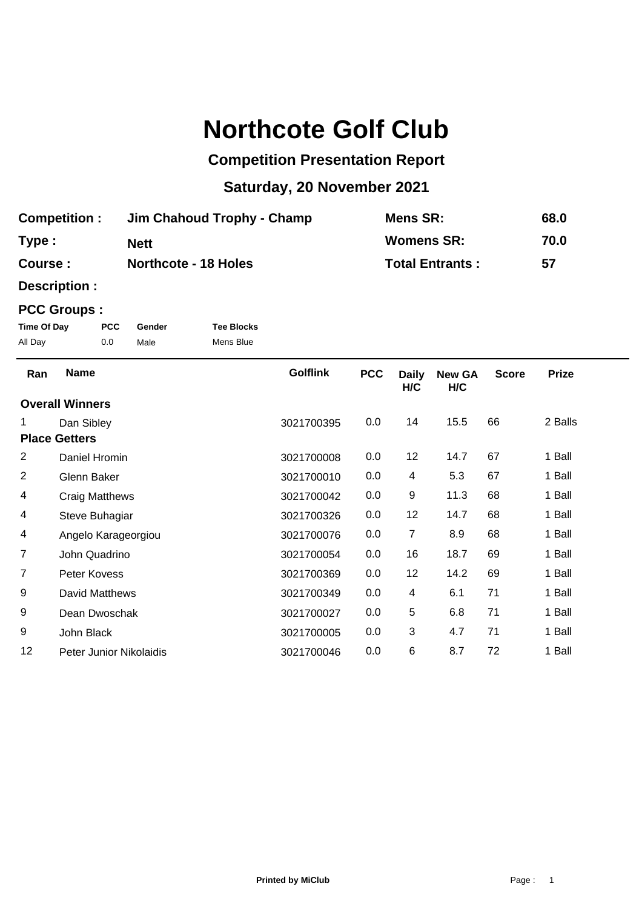# Northcote Golf Club

## Competition Presentation Report

## Saturday, 20 November 2021

| | | | |
|---|---|---|---|
| **Competition :** | **Jim Chahoud Trophy - Champ** | **Mens SR:** | **68.0** |
| **Type :** | **Nett** | **Womens SR:** | **70.0** |
| **Course :** | **Northcote - 18 Holes** | **Total Entrants :** | **57** |

**Description :**

**PCC Groups :**

| Time Of Day | PCC | Gender | Tee Blocks |
|---|---|---|---|
| All Day | 0.0 | Male | Mens Blue |

| Ran | Name | Golflink | PCC | Daily H/C | New GA H/C | Score | Prize |
|---|---|---|---|---|---|---|---|
| **Overall Winners** | | | | | | | |
| 1 | Dan Sibley | 3021700395 | 0.0 | 14 | 15.5 | 66 | 2 Balls |
| **Place Getters** | | | | | | | |
| 2 | Daniel Hromin | 3021700008 | 0.0 | 12 | 14.7 | 67 | 1 Ball |
| 2 | Glenn Baker | 3021700010 | 0.0 | 4 | 5.3 | 67 | 1 Ball |
| 4 | Craig Matthews | 3021700042 | 0.0 | 9 | 11.3 | 68 | 1 Ball |
| 4 | Steve Buhagiar | 3021700326 | 0.0 | 12 | 14.7 | 68 | 1 Ball |
| 4 | Angelo Karageorgiou | 3021700076 | 0.0 | 7 | 8.9 | 68 | 1 Ball |
| 7 | John Quadrino | 3021700054 | 0.0 | 16 | 18.7 | 69 | 1 Ball |
| 7 | Peter Kovess | 3021700369 | 0.0 | 12 | 14.2 | 69 | 1 Ball |
| 9 | David Matthews | 3021700349 | 0.0 | 4 | 6.1 | 71 | 1 Ball |
| 9 | Dean Dwoschak | 3021700027 | 0.0 | 5 | 6.8 | 71 | 1 Ball |
| 9 | John Black | 3021700005 | 0.0 | 3 | 4.7 | 71 | 1 Ball |
| 12 | Peter Junior Nikolaidis | 3021700046 | 0.0 | 6 | 8.7 | 72 | 1 Ball |

**Printed by MiClub**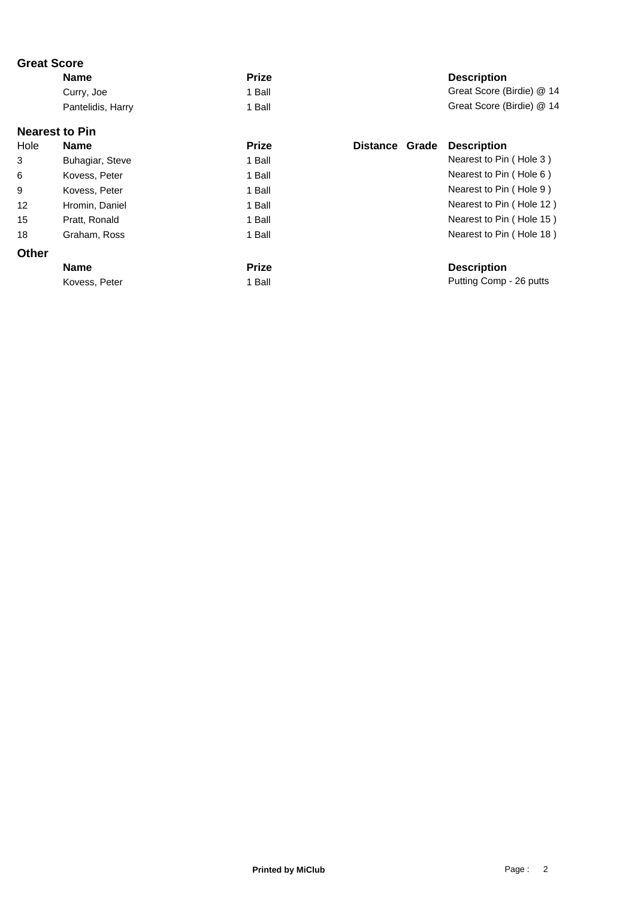## Great Score

| Name | Prize | Description |
|---|---|---|
| Curry, Joe | 1 Ball | Great Score (Birdie) @ 14 |
| Pantelidis, Harry | 1 Ball | Great Score (Birdie) @ 14 |

## Nearest to Pin

| Hole | Name | Prize | Distance | Grade | Description |
|---|---|---|---|---|---|
| 3 | Buhagiar, Steve | 1 Ball | | | Nearest to Pin ( Hole 3 ) |
| 6 | Kovess, Peter | 1 Ball | | | Nearest to Pin ( Hole 6 ) |
| 9 | Kovess, Peter | 1 Ball | | | Nearest to Pin ( Hole 9 ) |
| 12 | Hromin, Daniel | 1 Ball | | | Nearest to Pin ( Hole 12 ) |
| 15 | Pratt, Ronald | 1 Ball | | | Nearest to Pin ( Hole 15 ) |
| 18 | Graham, Ross | 1 Ball | | | Nearest to Pin ( Hole 18 ) |

## Other

| Name | Prize | Description |
|---|---|---|
| Kovess, Peter | 1 Ball | Putting Comp - 26 putts |

**Printed by MiClub**